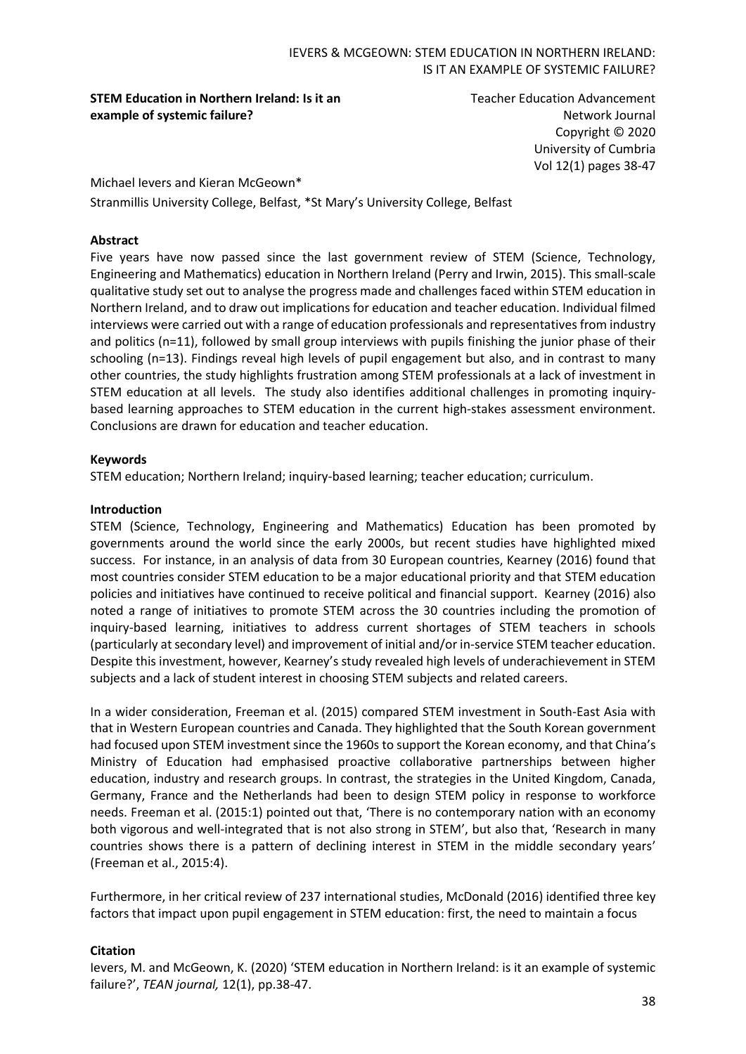# STEM Education in Northern Ireland: Is it an example of systemic failure?

Teacher Education Advancement Network Journal
Copyright © 2020
University of Cumbria
Vol 12(1) pages 38-47

Michael Ievers and Kieran McGeown*

Stranmillis University College, Belfast, *St Mary's University College, Belfast

## Abstract

Five years have now passed since the last government review of STEM (Science, Technology, Engineering and Mathematics) education in Northern Ireland (Perry and Irwin, 2015). This small-scale qualitative study set out to analyse the progress made and challenges faced within STEM education in Northern Ireland, and to draw out implications for education and teacher education. Individual filmed interviews were carried out with a range of education professionals and representatives from industry and politics (n=11), followed by small group interviews with pupils finishing the junior phase of their schooling (n=13). Findings reveal high levels of pupil engagement but also, and in contrast to many other countries, the study highlights frustration among STEM professionals at a lack of investment in STEM education at all levels. The study also identifies additional challenges in promoting inquiry-based learning approaches to STEM education in the current high-stakes assessment environment. Conclusions are drawn for education and teacher education.

## Keywords

STEM education; Northern Ireland; inquiry-based learning; teacher education; curriculum.

## Introduction

STEM (Science, Technology, Engineering and Mathematics) Education has been promoted by governments around the world since the early 2000s, but recent studies have highlighted mixed success. For instance, in an analysis of data from 30 European countries, Kearney (2016) found that most countries consider STEM education to be a major educational priority and that STEM education policies and initiatives have continued to receive political and financial support. Kearney (2016) also noted a range of initiatives to promote STEM across the 30 countries including the promotion of inquiry-based learning, initiatives to address current shortages of STEM teachers in schools (particularly at secondary level) and improvement of initial and/or in-service STEM teacher education. Despite this investment, however, Kearney's study revealed high levels of underachievement in STEM subjects and a lack of student interest in choosing STEM subjects and related careers.

In a wider consideration, Freeman et al. (2015) compared STEM investment in South-East Asia with that in Western European countries and Canada. They highlighted that the South Korean government had focused upon STEM investment since the 1960s to support the Korean economy, and that China's Ministry of Education had emphasised proactive collaborative partnerships between higher education, industry and research groups. In contrast, the strategies in the United Kingdom, Canada, Germany, France and the Netherlands had been to design STEM policy in response to workforce needs. Freeman et al. (2015:1) pointed out that, 'There is no contemporary nation with an economy both vigorous and well-integrated that is not also strong in STEM', but also that, 'Research in many countries shows there is a pattern of declining interest in STEM in the middle secondary years' (Freeman et al., 2015:4).

Furthermore, in her critical review of 237 international studies, McDonald (2016) identified three key factors that impact upon pupil engagement in STEM education: first, the need to maintain a focus

## Citation

Ievers, M. and McGeown, K. (2020) 'STEM education in Northern Ireland: is it an example of systemic failure?', *TEAN journal,* 12(1), pp.38-47.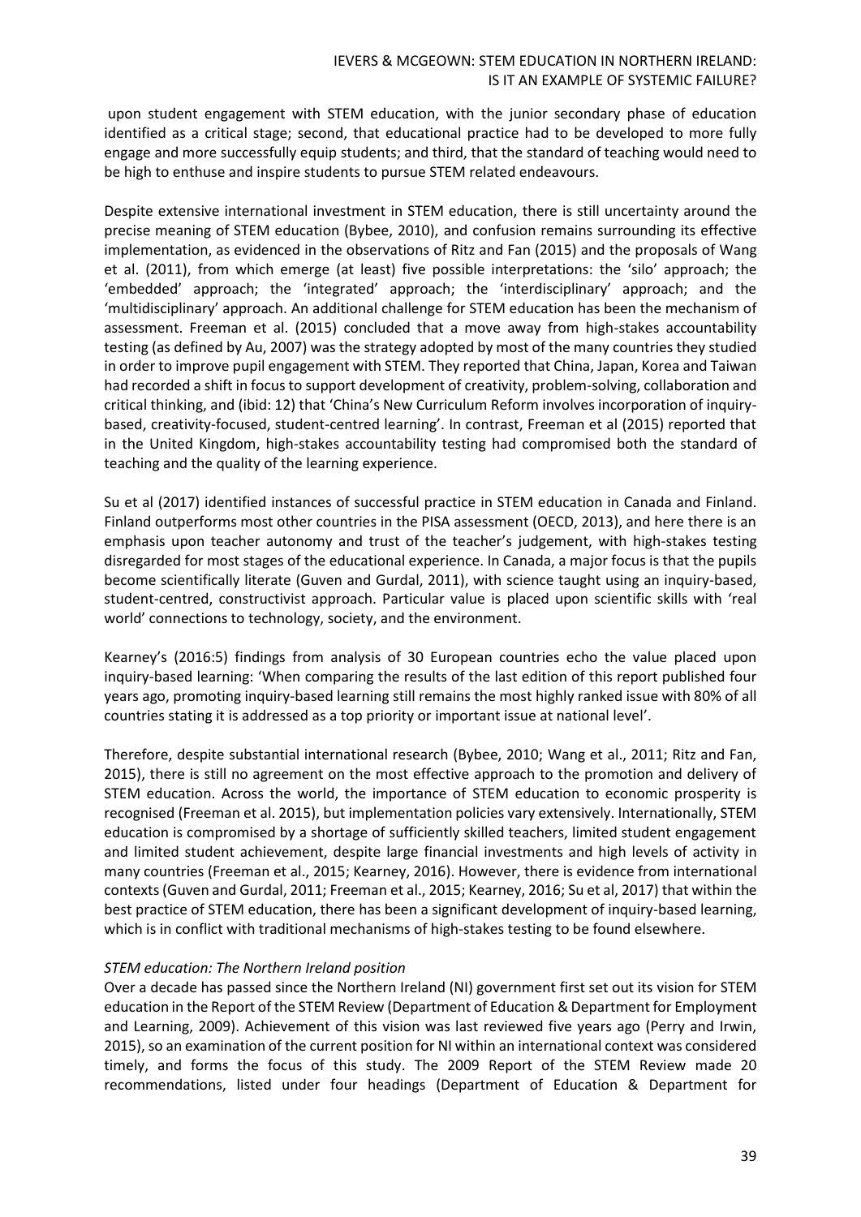upon student engagement with STEM education, with the junior secondary phase of education identified as a critical stage; second, that educational practice had to be developed to more fully engage and more successfully equip students; and third, that the standard of teaching would need to be high to enthuse and inspire students to pursue STEM related endeavours.

Despite extensive international investment in STEM education, there is still uncertainty around the precise meaning of STEM education (Bybee, 2010), and confusion remains surrounding its effective implementation, as evidenced in the observations of Ritz and Fan (2015) and the proposals of Wang et al. (2011), from which emerge (at least) five possible interpretations: the 'silo' approach; the 'embedded' approach; the 'integrated' approach; the 'interdisciplinary' approach; and the 'multidisciplinary' approach. An additional challenge for STEM education has been the mechanism of assessment. Freeman et al. (2015) concluded that a move away from high-stakes accountability testing (as defined by Au, 2007) was the strategy adopted by most of the many countries they studied in order to improve pupil engagement with STEM. They reported that China, Japan, Korea and Taiwan had recorded a shift in focus to support development of creativity, problem-solving, collaboration and critical thinking, and (ibid: 12) that 'China's New Curriculum Reform involves incorporation of inquiry-based, creativity-focused, student-centred learning'. In contrast, Freeman et al (2015) reported that in the United Kingdom, high-stakes accountability testing had compromised both the standard of teaching and the quality of the learning experience.

Su et al (2017) identified instances of successful practice in STEM education in Canada and Finland. Finland outperforms most other countries in the PISA assessment (OECD, 2013), and here there is an emphasis upon teacher autonomy and trust of the teacher's judgement, with high-stakes testing disregarded for most stages of the educational experience. In Canada, a major focus is that the pupils become scientifically literate (Guven and Gurdal, 2011), with science taught using an inquiry-based, student-centred, constructivist approach. Particular value is placed upon scientific skills with 'real world' connections to technology, society, and the environment.

Kearney's (2016:5) findings from analysis of 30 European countries echo the value placed upon inquiry-based learning: 'When comparing the results of the last edition of this report published four years ago, promoting inquiry-based learning still remains the most highly ranked issue with 80% of all countries stating it is addressed as a top priority or important issue at national level'.

Therefore, despite substantial international research (Bybee, 2010; Wang et al., 2011; Ritz and Fan, 2015), there is still no agreement on the most effective approach to the promotion and delivery of STEM education. Across the world, the importance of STEM education to economic prosperity is recognised (Freeman et al. 2015), but implementation policies vary extensively. Internationally, STEM education is compromised by a shortage of sufficiently skilled teachers, limited student engagement and limited student achievement, despite large financial investments and high levels of activity in many countries (Freeman et al., 2015; Kearney, 2016). However, there is evidence from international contexts (Guven and Gurdal, 2011; Freeman et al., 2015; Kearney, 2016; Su et al, 2017) that within the best practice of STEM education, there has been a significant development of inquiry-based learning, which is in conflict with traditional mechanisms of high-stakes testing to be found elsewhere.

### *STEM education: The Northern Ireland position*

Over a decade has passed since the Northern Ireland (NI) government first set out its vision for STEM education in the Report of the STEM Review (Department of Education & Department for Employment and Learning, 2009). Achievement of this vision was last reviewed five years ago (Perry and Irwin, 2015), so an examination of the current position for NI within an international context was considered timely, and forms the focus of this study. The 2009 Report of the STEM Review made 20 recommendations, listed under four headings (Department of Education & Department for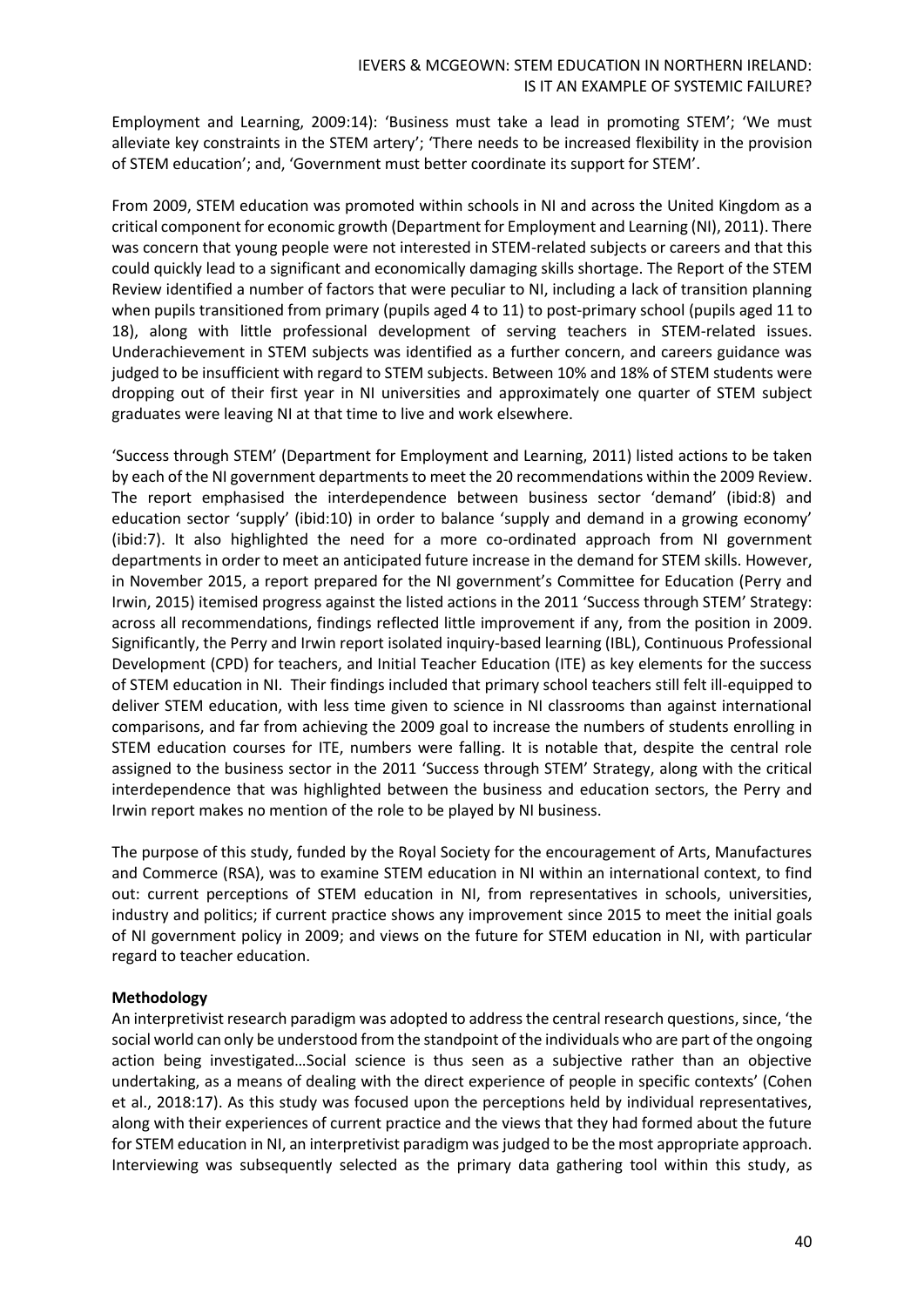Employment and Learning, 2009:14): 'Business must take a lead in promoting STEM'; 'We must alleviate key constraints in the STEM artery'; 'There needs to be increased flexibility in the provision of STEM education'; and, 'Government must better coordinate its support for STEM'.

From 2009, STEM education was promoted within schools in NI and across the United Kingdom as a critical component for economic growth (Department for Employment and Learning (NI), 2011). There was concern that young people were not interested in STEM-related subjects or careers and that this could quickly lead to a significant and economically damaging skills shortage. The Report of the STEM Review identified a number of factors that were peculiar to NI, including a lack of transition planning when pupils transitioned from primary (pupils aged 4 to 11) to post-primary school (pupils aged 11 to 18), along with little professional development of serving teachers in STEM-related issues. Underachievement in STEM subjects was identified as a further concern, and careers guidance was judged to be insufficient with regard to STEM subjects. Between 10% and 18% of STEM students were dropping out of their first year in NI universities and approximately one quarter of STEM subject graduates were leaving NI at that time to live and work elsewhere.

'Success through STEM' (Department for Employment and Learning, 2011) listed actions to be taken by each of the NI government departments to meet the 20 recommendations within the 2009 Review. The report emphasised the interdependence between business sector 'demand' (ibid:8) and education sector 'supply' (ibid:10) in order to balance 'supply and demand in a growing economy' (ibid:7). It also highlighted the need for a more co-ordinated approach from NI government departments in order to meet an anticipated future increase in the demand for STEM skills. However, in November 2015, a report prepared for the NI government's Committee for Education (Perry and Irwin, 2015) itemised progress against the listed actions in the 2011 'Success through STEM' Strategy: across all recommendations, findings reflected little improvement if any, from the position in 2009. Significantly, the Perry and Irwin report isolated inquiry-based learning (IBL), Continuous Professional Development (CPD) for teachers, and Initial Teacher Education (ITE) as key elements for the success of STEM education in NI. Their findings included that primary school teachers still felt ill-equipped to deliver STEM education, with less time given to science in NI classrooms than against international comparisons, and far from achieving the 2009 goal to increase the numbers of students enrolling in STEM education courses for ITE, numbers were falling. It is notable that, despite the central role assigned to the business sector in the 2011 'Success through STEM' Strategy, along with the critical interdependence that was highlighted between the business and education sectors, the Perry and Irwin report makes no mention of the role to be played by NI business.

The purpose of this study, funded by the Royal Society for the encouragement of Arts, Manufactures and Commerce (RSA), was to examine STEM education in NI within an international context, to find out: current perceptions of STEM education in NI, from representatives in schools, universities, industry and politics; if current practice shows any improvement since 2015 to meet the initial goals of NI government policy in 2009; and views on the future for STEM education in NI, with particular regard to teacher education.

**Methodology**

An interpretivist research paradigm was adopted to address the central research questions, since, 'the social world can only be understood from the standpoint of the individuals who are part of the ongoing action being investigated…Social science is thus seen as a subjective rather than an objective undertaking, as a means of dealing with the direct experience of people in specific contexts' (Cohen et al., 2018:17). As this study was focused upon the perceptions held by individual representatives, along with their experiences of current practice and the views that they had formed about the future for STEM education in NI, an interpretivist paradigm was judged to be the most appropriate approach. Interviewing was subsequently selected as the primary data gathering tool within this study, as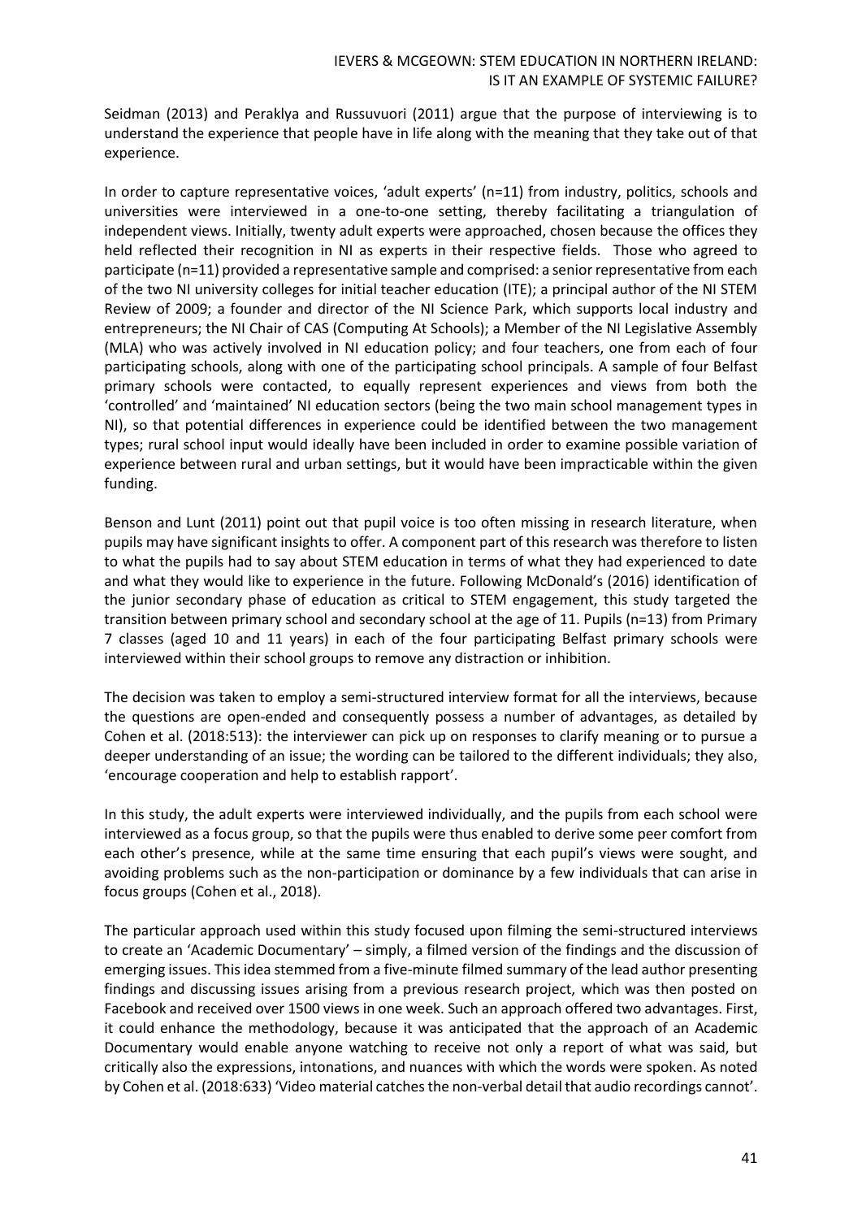Seidman (2013) and Peraklya and Russuvuori (2011) argue that the purpose of interviewing is to understand the experience that people have in life along with the meaning that they take out of that experience.

In order to capture representative voices, 'adult experts' (n=11) from industry, politics, schools and universities were interviewed in a one-to-one setting, thereby facilitating a triangulation of independent views. Initially, twenty adult experts were approached, chosen because the offices they held reflected their recognition in NI as experts in their respective fields. Those who agreed to participate (n=11) provided a representative sample and comprised: a senior representative from each of the two NI university colleges for initial teacher education (ITE); a principal author of the NI STEM Review of 2009; a founder and director of the NI Science Park, which supports local industry and entrepreneurs; the NI Chair of CAS (Computing At Schools); a Member of the NI Legislative Assembly (MLA) who was actively involved in NI education policy; and four teachers, one from each of four participating schools, along with one of the participating school principals. A sample of four Belfast primary schools were contacted, to equally represent experiences and views from both the 'controlled' and 'maintained' NI education sectors (being the two main school management types in NI), so that potential differences in experience could be identified between the two management types; rural school input would ideally have been included in order to examine possible variation of experience between rural and urban settings, but it would have been impracticable within the given funding.

Benson and Lunt (2011) point out that pupil voice is too often missing in research literature, when pupils may have significant insights to offer. A component part of this research was therefore to listen to what the pupils had to say about STEM education in terms of what they had experienced to date and what they would like to experience in the future. Following McDonald's (2016) identification of the junior secondary phase of education as critical to STEM engagement, this study targeted the transition between primary school and secondary school at the age of 11. Pupils (n=13) from Primary 7 classes (aged 10 and 11 years) in each of the four participating Belfast primary schools were interviewed within their school groups to remove any distraction or inhibition.

The decision was taken to employ a semi-structured interview format for all the interviews, because the questions are open-ended and consequently possess a number of advantages, as detailed by Cohen et al. (2018:513): the interviewer can pick up on responses to clarify meaning or to pursue a deeper understanding of an issue; the wording can be tailored to the different individuals; they also, 'encourage cooperation and help to establish rapport'.

In this study, the adult experts were interviewed individually, and the pupils from each school were interviewed as a focus group, so that the pupils were thus enabled to derive some peer comfort from each other's presence, while at the same time ensuring that each pupil's views were sought, and avoiding problems such as the non-participation or dominance by a few individuals that can arise in focus groups (Cohen et al., 2018).

The particular approach used within this study focused upon filming the semi-structured interviews to create an 'Academic Documentary' – simply, a filmed version of the findings and the discussion of emerging issues. This idea stemmed from a five-minute filmed summary of the lead author presenting findings and discussing issues arising from a previous research project, which was then posted on Facebook and received over 1500 views in one week. Such an approach offered two advantages. First, it could enhance the methodology, because it was anticipated that the approach of an Academic Documentary would enable anyone watching to receive not only a report of what was said, but critically also the expressions, intonations, and nuances with which the words were spoken. As noted by Cohen et al. (2018:633) 'Video material catches the non-verbal detail that audio recordings cannot'.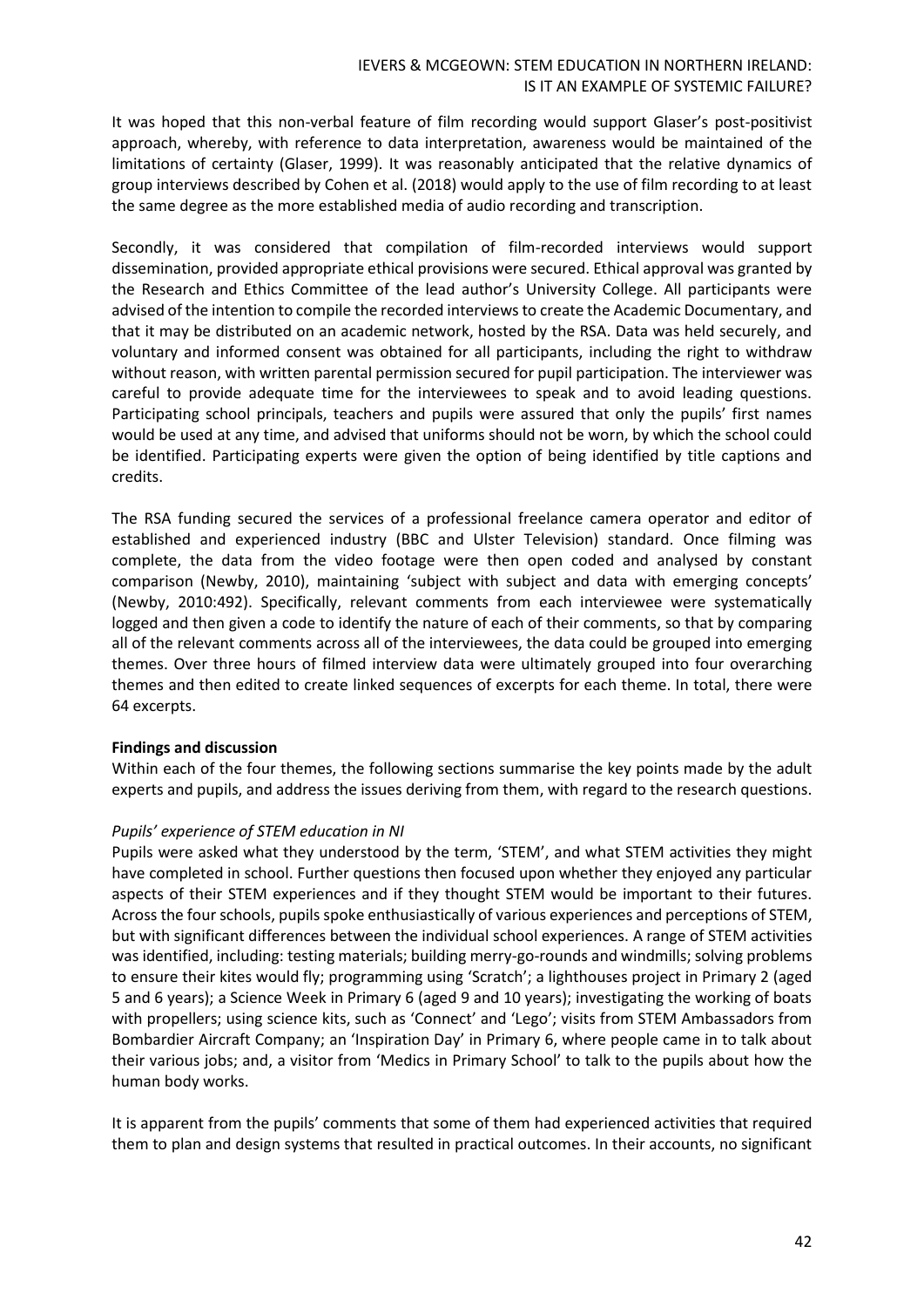It was hoped that this non-verbal feature of film recording would support Glaser's post-positivist approach, whereby, with reference to data interpretation, awareness would be maintained of the limitations of certainty (Glaser, 1999). It was reasonably anticipated that the relative dynamics of group interviews described by Cohen et al. (2018) would apply to the use of film recording to at least the same degree as the more established media of audio recording and transcription.

Secondly, it was considered that compilation of film-recorded interviews would support dissemination, provided appropriate ethical provisions were secured. Ethical approval was granted by the Research and Ethics Committee of the lead author's University College. All participants were advised of the intention to compile the recorded interviews to create the Academic Documentary, and that it may be distributed on an academic network, hosted by the RSA. Data was held securely, and voluntary and informed consent was obtained for all participants, including the right to withdraw without reason, with written parental permission secured for pupil participation. The interviewer was careful to provide adequate time for the interviewees to speak and to avoid leading questions. Participating school principals, teachers and pupils were assured that only the pupils' first names would be used at any time, and advised that uniforms should not be worn, by which the school could be identified. Participating experts were given the option of being identified by title captions and credits.

The RSA funding secured the services of a professional freelance camera operator and editor of established and experienced industry (BBC and Ulster Television) standard. Once filming was complete, the data from the video footage were then open coded and analysed by constant comparison (Newby, 2010), maintaining 'subject with subject and data with emerging concepts' (Newby, 2010:492). Specifically, relevant comments from each interviewee were systematically logged and then given a code to identify the nature of each of their comments, so that by comparing all of the relevant comments across all of the interviewees, the data could be grouped into emerging themes. Over three hours of filmed interview data were ultimately grouped into four overarching themes and then edited to create linked sequences of excerpts for each theme. In total, there were 64 excerpts.

**Findings and discussion**

Within each of the four themes, the following sections summarise the key points made by the adult experts and pupils, and address the issues deriving from them, with regard to the research questions.

*Pupils' experience of STEM education in NI*

Pupils were asked what they understood by the term, 'STEM', and what STEM activities they might have completed in school. Further questions then focused upon whether they enjoyed any particular aspects of their STEM experiences and if they thought STEM would be important to their futures. Across the four schools, pupils spoke enthusiastically of various experiences and perceptions of STEM, but with significant differences between the individual school experiences. A range of STEM activities was identified, including: testing materials; building merry-go-rounds and windmills; solving problems to ensure their kites would fly; programming using 'Scratch'; a lighthouses project in Primary 2 (aged 5 and 6 years); a Science Week in Primary 6 (aged 9 and 10 years); investigating the working of boats with propellers; using science kits, such as 'Connect' and 'Lego'; visits from STEM Ambassadors from Bombardier Aircraft Company; an 'Inspiration Day' in Primary 6, where people came in to talk about their various jobs; and, a visitor from 'Medics in Primary School' to talk to the pupils about how the human body works.

It is apparent from the pupils' comments that some of them had experienced activities that required them to plan and design systems that resulted in practical outcomes. In their accounts, no significant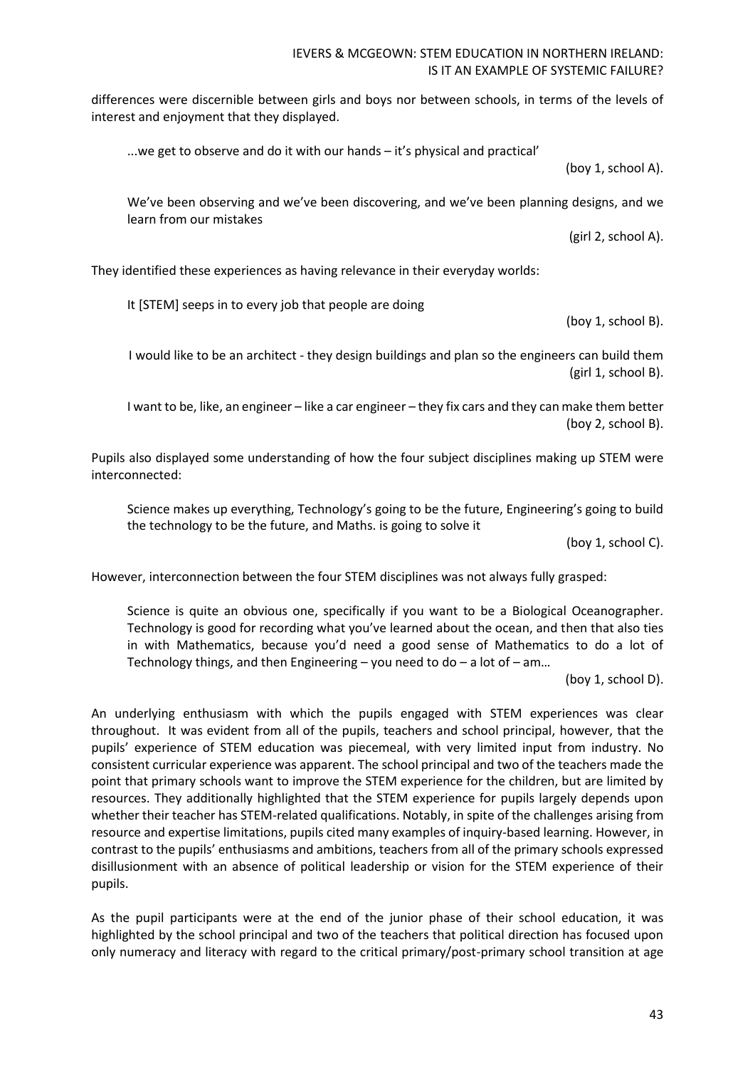differences were discernible between girls and boys nor between schools, in terms of the levels of interest and enjoyment that they displayed.

> ...we get to observe and do it with our hands – it's physical and practical'
>
> (boy 1, school A).

> We've been observing and we've been discovering, and we've been planning designs, and we learn from our mistakes
>
> (girl 2, school A).

They identified these experiences as having relevance in their everyday worlds:

> It [STEM] seeps in to every job that people are doing
>
> (boy 1, school B).

> I would like to be an architect - they design buildings and plan so the engineers can build them
>
> (girl 1, school B).

> I want to be, like, an engineer – like a car engineer – they fix cars and they can make them better
>
> (boy 2, school B).

Pupils also displayed some understanding of how the four subject disciplines making up STEM were interconnected:

> Science makes up everything, Technology's going to be the future, Engineering's going to build the technology to be the future, and Maths. is going to solve it
>
> (boy 1, school C).

However, interconnection between the four STEM disciplines was not always fully grasped:

> Science is quite an obvious one, specifically if you want to be a Biological Oceanographer. Technology is good for recording what you've learned about the ocean, and then that also ties in with Mathematics, because you'd need a good sense of Mathematics to do a lot of Technology things, and then Engineering – you need to do – a lot of – am…
>
> (boy 1, school D).

An underlying enthusiasm with which the pupils engaged with STEM experiences was clear throughout. It was evident from all of the pupils, teachers and school principal, however, that the pupils' experience of STEM education was piecemeal, with very limited input from industry. No consistent curricular experience was apparent. The school principal and two of the teachers made the point that primary schools want to improve the STEM experience for the children, but are limited by resources. They additionally highlighted that the STEM experience for pupils largely depends upon whether their teacher has STEM-related qualifications. Notably, in spite of the challenges arising from resource and expertise limitations, pupils cited many examples of inquiry-based learning. However, in contrast to the pupils' enthusiasms and ambitions, teachers from all of the primary schools expressed disillusionment with an absence of political leadership or vision for the STEM experience of their pupils.

As the pupil participants were at the end of the junior phase of their school education, it was highlighted by the school principal and two of the teachers that political direction has focused upon only numeracy and literacy with regard to the critical primary/post-primary school transition at age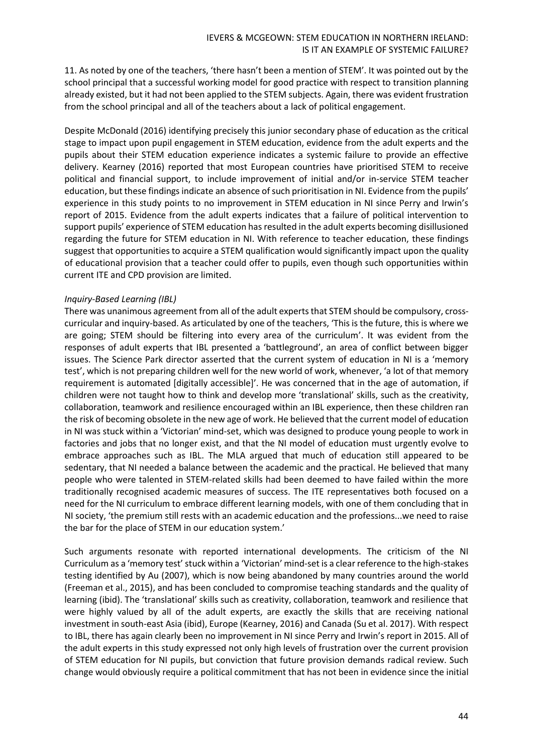11. As noted by one of the teachers, 'there hasn't been a mention of STEM'. It was pointed out by the school principal that a successful working model for good practice with respect to transition planning already existed, but it had not been applied to the STEM subjects. Again, there was evident frustration from the school principal and all of the teachers about a lack of political engagement.

Despite McDonald (2016) identifying precisely this junior secondary phase of education as the critical stage to impact upon pupil engagement in STEM education, evidence from the adult experts and the pupils about their STEM education experience indicates a systemic failure to provide an effective delivery. Kearney (2016) reported that most European countries have prioritised STEM to receive political and financial support, to include improvement of initial and/or in-service STEM teacher education, but these findings indicate an absence of such prioritisation in NI. Evidence from the pupils' experience in this study points to no improvement in STEM education in NI since Perry and Irwin's report of 2015. Evidence from the adult experts indicates that a failure of political intervention to support pupils' experience of STEM education has resulted in the adult experts becoming disillusioned regarding the future for STEM education in NI. With reference to teacher education, these findings suggest that opportunities to acquire a STEM qualification would significantly impact upon the quality of educational provision that a teacher could offer to pupils, even though such opportunities within current ITE and CPD provision are limited.

*Inquiry-Based Learning (IBL)*

There was unanimous agreement from all of the adult experts that STEM should be compulsory, cross-curricular and inquiry-based. As articulated by one of the teachers, 'This is the future, this is where we are going; STEM should be filtering into every area of the curriculum'. It was evident from the responses of adult experts that IBL presented a 'battleground', an area of conflict between bigger issues. The Science Park director asserted that the current system of education in NI is a 'memory test', which is not preparing children well for the new world of work, whenever, 'a lot of that memory requirement is automated [digitally accessible]'. He was concerned that in the age of automation, if children were not taught how to think and develop more 'translational' skills, such as the creativity, collaboration, teamwork and resilience encouraged within an IBL experience, then these children ran the risk of becoming obsolete in the new age of work. He believed that the current model of education in NI was stuck within a 'Victorian' mind-set, which was designed to produce young people to work in factories and jobs that no longer exist, and that the NI model of education must urgently evolve to embrace approaches such as IBL. The MLA argued that much of education still appeared to be sedentary, that NI needed a balance between the academic and the practical. He believed that many people who were talented in STEM-related skills had been deemed to have failed within the more traditionally recognised academic measures of success. The ITE representatives both focused on a need for the NI curriculum to embrace different learning models, with one of them concluding that in NI society, 'the premium still rests with an academic education and the professions...we need to raise the bar for the place of STEM in our education system.'

Such arguments resonate with reported international developments. The criticism of the NI Curriculum as a 'memory test' stuck within a 'Victorian' mind-set is a clear reference to the high-stakes testing identified by Au (2007), which is now being abandoned by many countries around the world (Freeman et al., 2015), and has been concluded to compromise teaching standards and the quality of learning (ibid). The 'translational' skills such as creativity, collaboration, teamwork and resilience that were highly valued by all of the adult experts, are exactly the skills that are receiving national investment in south-east Asia (ibid), Europe (Kearney, 2016) and Canada (Su et al. 2017). With respect to IBL, there has again clearly been no improvement in NI since Perry and Irwin's report in 2015. All of the adult experts in this study expressed not only high levels of frustration over the current provision of STEM education for NI pupils, but conviction that future provision demands radical review. Such change would obviously require a political commitment that has not been in evidence since the initial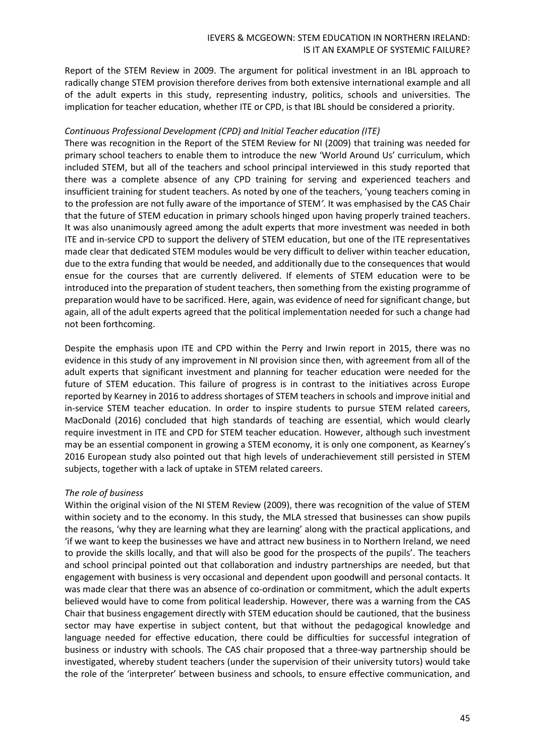Report of the STEM Review in 2009. The argument for political investment in an IBL approach to radically change STEM provision therefore derives from both extensive international example and all of the adult experts in this study, representing industry, politics, schools and universities. The implication for teacher education, whether ITE or CPD, is that IBL should be considered a priority.

*Continuous Professional Development (CPD) and Initial Teacher education (ITE)*

There was recognition in the Report of the STEM Review for NI (2009) that training was needed for primary school teachers to enable them to introduce the new 'World Around Us' curriculum, which included STEM, but all of the teachers and school principal interviewed in this study reported that there was a complete absence of any CPD training for serving and experienced teachers and insufficient training for student teachers. As noted by one of the teachers, 'young teachers coming in to the profession are not fully aware of the importance of STEM*'.* It was emphasised by the CAS Chair that the future of STEM education in primary schools hinged upon having properly trained teachers. It was also unanimously agreed among the adult experts that more investment was needed in both ITE and in-service CPD to support the delivery of STEM education, but one of the ITE representatives made clear that dedicated STEM modules would be very difficult to deliver within teacher education, due to the extra funding that would be needed, and additionally due to the consequences that would ensue for the courses that are currently delivered. If elements of STEM education were to be introduced into the preparation of student teachers, then something from the existing programme of preparation would have to be sacrificed. Here, again, was evidence of need for significant change, but again, all of the adult experts agreed that the political implementation needed for such a change had not been forthcoming.

Despite the emphasis upon ITE and CPD within the Perry and Irwin report in 2015, there was no evidence in this study of any improvement in NI provision since then, with agreement from all of the adult experts that significant investment and planning for teacher education were needed for the future of STEM education. This failure of progress is in contrast to the initiatives across Europe reported by Kearney in 2016 to address shortages of STEM teachers in schools and improve initial and in-service STEM teacher education. In order to inspire students to pursue STEM related careers, MacDonald (2016) concluded that high standards of teaching are essential, which would clearly require investment in ITE and CPD for STEM teacher education. However, although such investment may be an essential component in growing a STEM economy, it is only one component, as Kearney's 2016 European study also pointed out that high levels of underachievement still persisted in STEM subjects, together with a lack of uptake in STEM related careers.

*The role of business*

Within the original vision of the NI STEM Review (2009), there was recognition of the value of STEM within society and to the economy. In this study, the MLA stressed that businesses can show pupils the reasons, 'why they are learning what they are learning' along with the practical applications, and 'if we want to keep the businesses we have and attract new business in to Northern Ireland, we need to provide the skills locally, and that will also be good for the prospects of the pupils'. The teachers and school principal pointed out that collaboration and industry partnerships are needed, but that engagement with business is very occasional and dependent upon goodwill and personal contacts. It was made clear that there was an absence of co-ordination or commitment, which the adult experts believed would have to come from political leadership. However, there was a warning from the CAS Chair that business engagement directly with STEM education should be cautioned, that the business sector may have expertise in subject content, but that without the pedagogical knowledge and language needed for effective education, there could be difficulties for successful integration of business or industry with schools. The CAS chair proposed that a three-way partnership should be investigated, whereby student teachers (under the supervision of their university tutors) would take the role of the 'interpreter' between business and schools, to ensure effective communication, and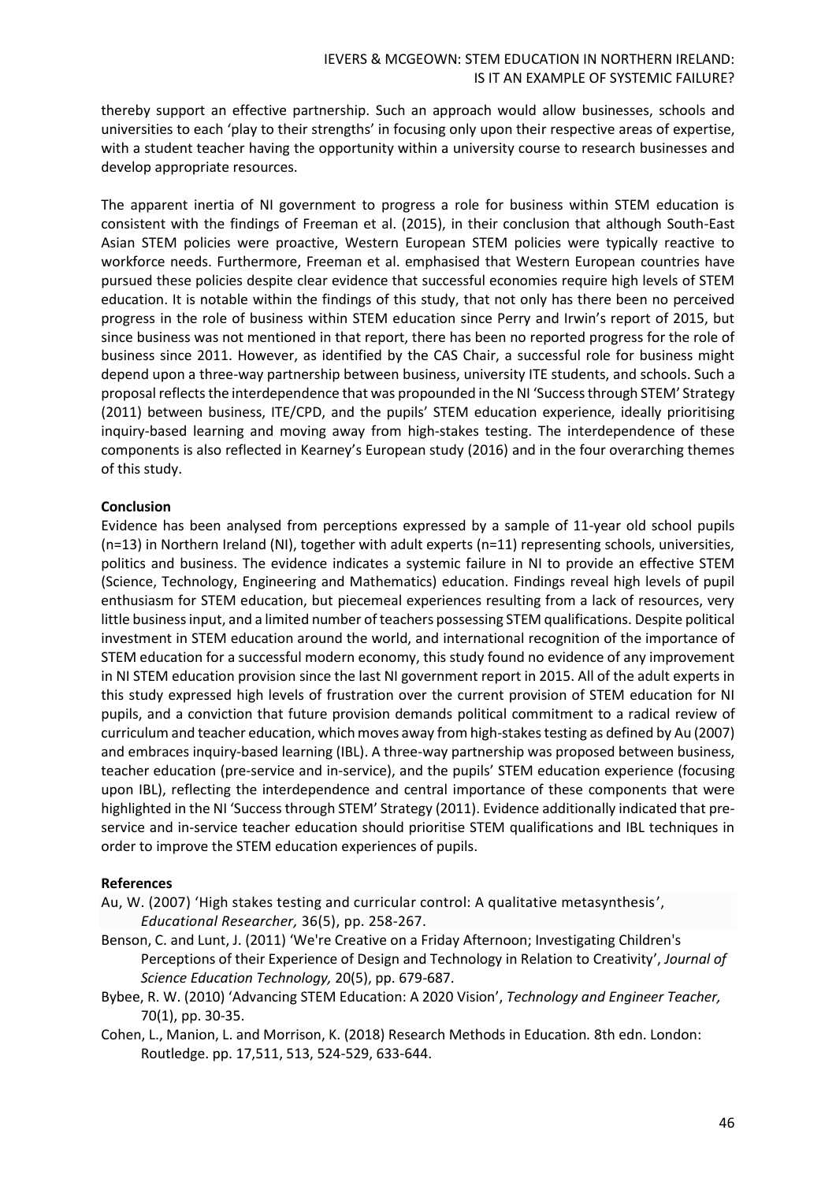thereby support an effective partnership. Such an approach would allow businesses, schools and universities to each 'play to their strengths' in focusing only upon their respective areas of expertise, with a student teacher having the opportunity within a university course to research businesses and develop appropriate resources.

The apparent inertia of NI government to progress a role for business within STEM education is consistent with the findings of Freeman et al. (2015), in their conclusion that although South-East Asian STEM policies were proactive, Western European STEM policies were typically reactive to workforce needs. Furthermore, Freeman et al. emphasised that Western European countries have pursued these policies despite clear evidence that successful economies require high levels of STEM education. It is notable within the findings of this study, that not only has there been no perceived progress in the role of business within STEM education since Perry and Irwin's report of 2015, but since business was not mentioned in that report, there has been no reported progress for the role of business since 2011. However, as identified by the CAS Chair, a successful role for business might depend upon a three-way partnership between business, university ITE students, and schools. Such a proposal reflects the interdependence that was propounded in the NI 'Success through STEM' Strategy (2011) between business, ITE/CPD, and the pupils' STEM education experience, ideally prioritising inquiry-based learning and moving away from high-stakes testing. The interdependence of these components is also reflected in Kearney's European study (2016) and in the four overarching themes of this study.

## Conclusion

Evidence has been analysed from perceptions expressed by a sample of 11-year old school pupils (n=13) in Northern Ireland (NI), together with adult experts (n=11) representing schools, universities, politics and business. The evidence indicates a systemic failure in NI to provide an effective STEM (Science, Technology, Engineering and Mathematics) education. Findings reveal high levels of pupil enthusiasm for STEM education, but piecemeal experiences resulting from a lack of resources, very little business input, and a limited number of teachers possessing STEM qualifications. Despite political investment in STEM education around the world, and international recognition of the importance of STEM education for a successful modern economy, this study found no evidence of any improvement in NI STEM education provision since the last NI government report in 2015. All of the adult experts in this study expressed high levels of frustration over the current provision of STEM education for NI pupils, and a conviction that future provision demands political commitment to a radical review of curriculum and teacher education, which moves away from high-stakes testing as defined by Au (2007) and embraces inquiry-based learning (IBL). A three-way partnership was proposed between business, teacher education (pre-service and in-service), and the pupils' STEM education experience (focusing upon IBL), reflecting the interdependence and central importance of these components that were highlighted in the NI 'Success through STEM' Strategy (2011). Evidence additionally indicated that pre-service and in-service teacher education should prioritise STEM qualifications and IBL techniques in order to improve the STEM education experiences of pupils.

## References

Au, W. (2007) 'High stakes testing and curricular control: A qualitative metasynthesis', *Educational Researcher,* 36(5), pp. 258-267.

Benson, C. and Lunt, J. (2011) 'We're Creative on a Friday Afternoon; Investigating Children's Perceptions of their Experience of Design and Technology in Relation to Creativity', *Journal of Science Education Technology,* 20(5), pp. 679-687.

Bybee, R. W. (2010) 'Advancing STEM Education: A 2020 Vision', *Technology and Engineer Teacher,* 70(1), pp. 30-35.

Cohen, L., Manion, L. and Morrison, K. (2018) Research Methods in Education. 8th edn. London: Routledge. pp. 17,511, 513, 524-529, 633-644.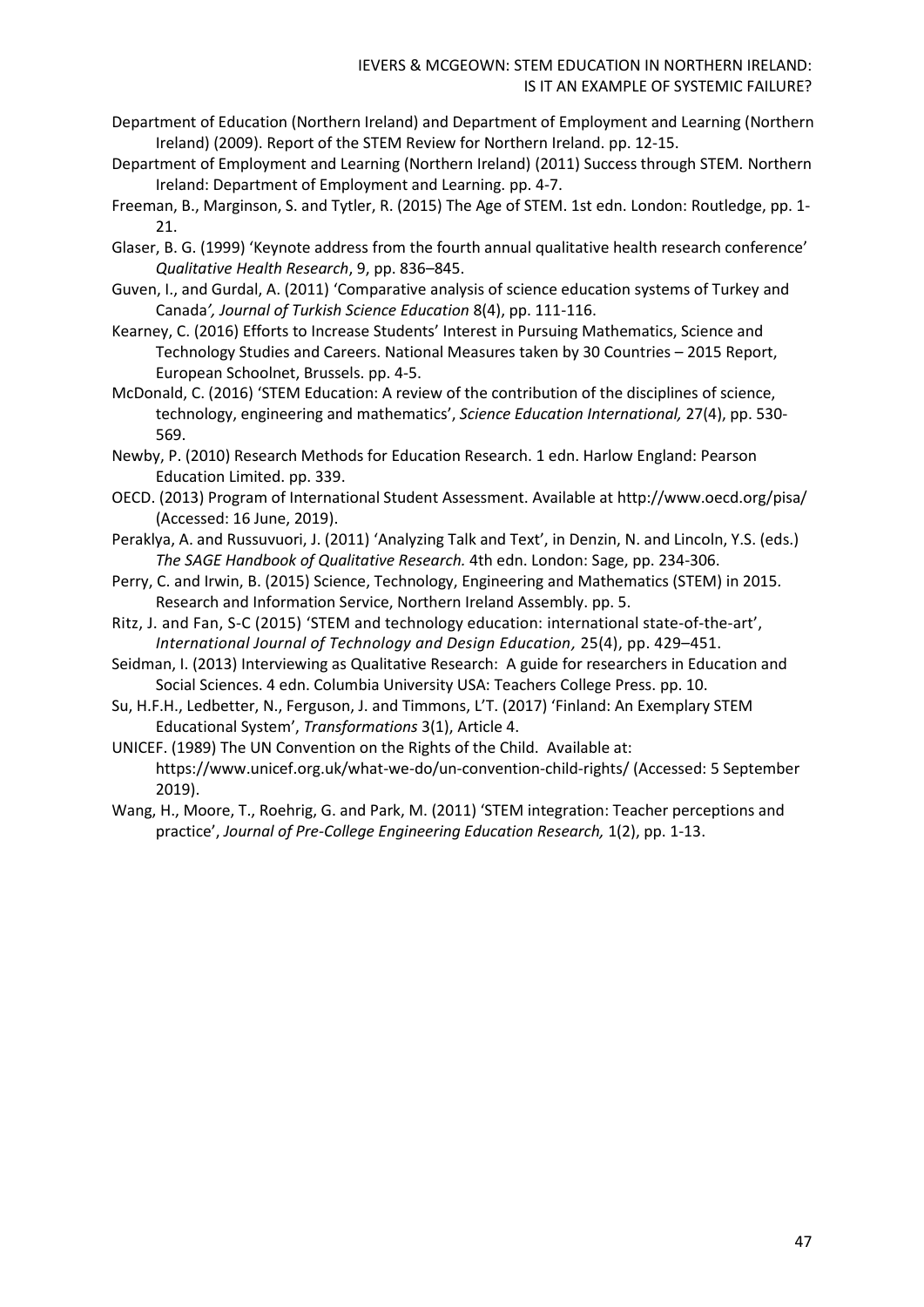Department of Education (Northern Ireland) and Department of Employment and Learning (Northern Ireland) (2009). Report of the STEM Review for Northern Ireland. pp. 12-15.

Department of Employment and Learning (Northern Ireland) (2011) Success through STEM. Northern Ireland: Department of Employment and Learning. pp. 4-7.

Freeman, B., Marginson, S. and Tytler, R. (2015) The Age of STEM. 1st edn. London: Routledge, pp. 1-21.

Glaser, B. G. (1999) 'Keynote address from the fourth annual qualitative health research conference' *Qualitative Health Research*, 9, pp. 836–845.

Guven, I., and Gurdal, A. (2011) 'Comparative analysis of science education systems of Turkey and Canada*', Journal of Turkish Science Education* 8(4), pp. 111-116.

Kearney, C. (2016) Efforts to Increase Students' Interest in Pursuing Mathematics, Science and Technology Studies and Careers. National Measures taken by 30 Countries – 2015 Report, European Schoolnet, Brussels. pp. 4-5.

McDonald, C. (2016) 'STEM Education: A review of the contribution of the disciplines of science, technology, engineering and mathematics', *Science Education International,* 27(4), pp. 530-569.

Newby, P. (2010) Research Methods for Education Research. 1 edn. Harlow England: Pearson Education Limited. pp. 339.

OECD. (2013) Program of International Student Assessment. Available at http://www.oecd.org/pisa/ (Accessed: 16 June, 2019).

Peraklya, A. and Russuvuori, J. (2011) 'Analyzing Talk and Text', in Denzin, N. and Lincoln, Y.S. (eds.) *The SAGE Handbook of Qualitative Research.* 4th edn. London: Sage, pp. 234-306.

Perry, C. and Irwin, B. (2015) Science, Technology, Engineering and Mathematics (STEM) in 2015. Research and Information Service, Northern Ireland Assembly. pp. 5.

Ritz, J. and Fan, S-C (2015) 'STEM and technology education: international state-of-the-art', *International Journal of Technology and Design Education,* 25(4), pp. 429–451.

Seidman, I. (2013) Interviewing as Qualitative Research: A guide for researchers in Education and Social Sciences. 4 edn. Columbia University USA: Teachers College Press. pp. 10.

Su, H.F.H., Ledbetter, N., Ferguson, J. and Timmons, L'T. (2017) 'Finland: An Exemplary STEM Educational System', *Transformations* 3(1), Article 4.

UNICEF. (1989) The UN Convention on the Rights of the Child. Available at: https://www.unicef.org.uk/what-we-do/un-convention-child-rights/ (Accessed: 5 September 2019).

Wang, H., Moore, T., Roehrig, G. and Park, M. (2011) 'STEM integration: Teacher perceptions and practice', *Journal of Pre-College Engineering Education Research,* 1(2), pp. 1-13.